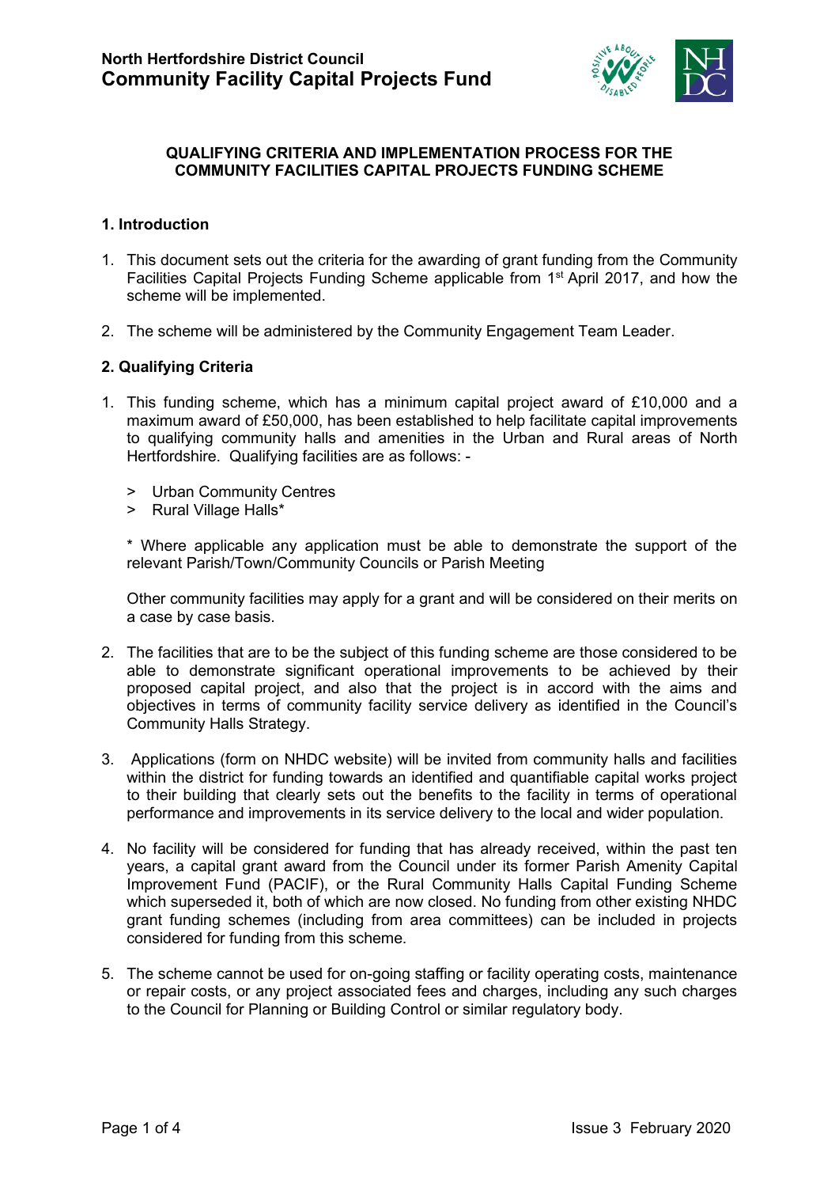# North Hertfordshire District Council
# Community Facility Capital Projects Fund

**QUALIFYING CRITERIA AND IMPLEMENTATION PROCESS FOR THE COMMUNITY FACILITIES CAPITAL PROJECTS FUNDING SCHEME**

## 1. Introduction

1. This document sets out the criteria for the awarding of grant funding from the Community Facilities Capital Projects Funding Scheme applicable from 1st April 2017, and how the scheme will be implemented.

2. The scheme will be administered by the Community Engagement Team Leader.

## 2. Qualifying Criteria

1. This funding scheme, which has a minimum capital project award of £10,000 and a maximum award of £50,000, has been established to help facilitate capital improvements to qualifying community halls and amenities in the Urban and Rural areas of North Hertfordshire. Qualifying facilities are as follows: -

   > Urban Community Centres
   > Rural Village Halls*

   * Where applicable any application must be able to demonstrate the support of the relevant Parish/Town/Community Councils or Parish Meeting

   Other community facilities may apply for a grant and will be considered on their merits on a case by case basis.

2. The facilities that are to be the subject of this funding scheme are those considered to be able to demonstrate significant operational improvements to be achieved by their proposed capital project, and also that the project is in accord with the aims and objectives in terms of community facility service delivery as identified in the Council's Community Halls Strategy.

3. Applications (form on NHDC website) will be invited from community halls and facilities within the district for funding towards an identified and quantifiable capital works project to their building that clearly sets out the benefits to the facility in terms of operational performance and improvements in its service delivery to the local and wider population.

4. No facility will be considered for funding that has already received, within the past ten years, a capital grant award from the Council under its former Parish Amenity Capital Improvement Fund (PACIF), or the Rural Community Halls Capital Funding Scheme which superseded it, both of which are now closed. No funding from other existing NHDC grant funding schemes (including from area committees) can be included in projects considered for funding from this scheme.

5. The scheme cannot be used for on-going staffing or facility operating costs, maintenance or repair costs, or any project associated fees and charges, including any such charges to the Council for Planning or Building Control or similar regulatory body.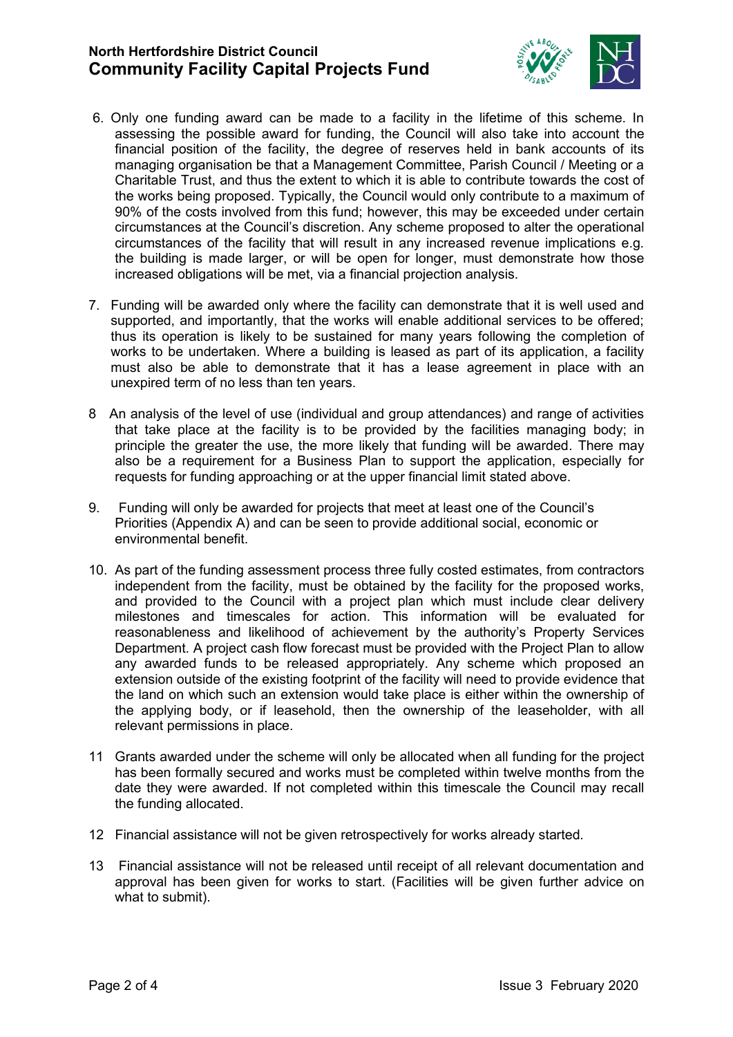6. Only one funding award can be made to a facility in the lifetime of this scheme. In assessing the possible award for funding, the Council will also take into account the financial position of the facility, the degree of reserves held in bank accounts of its managing organisation be that a Management Committee, Parish Council / Meeting or a Charitable Trust, and thus the extent to which it is able to contribute towards the cost of the works being proposed. Typically, the Council would only contribute to a maximum of 90% of the costs involved from this fund; however, this may be exceeded under certain circumstances at the Council's discretion. Any scheme proposed to alter the operational circumstances of the facility that will result in any increased revenue implications e.g. the building is made larger, or will be open for longer, must demonstrate how those increased obligations will be met, via a financial projection analysis.

7. Funding will be awarded only where the facility can demonstrate that it is well used and supported, and importantly, that the works will enable additional services to be offered; thus its operation is likely to be sustained for many years following the completion of works to be undertaken. Where a building is leased as part of its application, a facility must also be able to demonstrate that it has a lease agreement in place with an unexpired term of no less than ten years.

8. An analysis of the level of use (individual and group attendances) and range of activities that take place at the facility is to be provided by the facilities managing body; in principle the greater the use, the more likely that funding will be awarded. There may also be a requirement for a Business Plan to support the application, especially for requests for funding approaching or at the upper financial limit stated above.

9. Funding will only be awarded for projects that meet at least one of the Council's Priorities (Appendix A) and can be seen to provide additional social, economic or environmental benefit.

10. As part of the funding assessment process three fully costed estimates, from contractors independent from the facility, must be obtained by the facility for the proposed works, and provided to the Council with a project plan which must include clear delivery milestones and timescales for action. This information will be evaluated for reasonableness and likelihood of achievement by the authority's Property Services Department. A project cash flow forecast must be provided with the Project Plan to allow any awarded funds to be released appropriately. Any scheme which proposed an extension outside of the existing footprint of the facility will need to provide evidence that the land on which such an extension would take place is either within the ownership of the applying body, or if leasehold, then the ownership of the leaseholder, with all relevant permissions in place.

11. Grants awarded under the scheme will only be allocated when all funding for the project has been formally secured and works must be completed within twelve months from the date they were awarded. If not completed within this timescale the Council may recall the funding allocated.

12. Financial assistance will not be given retrospectively for works already started.

13. Financial assistance will not be released until receipt of all relevant documentation and approval has been given for works to start. (Facilities will be given further advice on what to submit).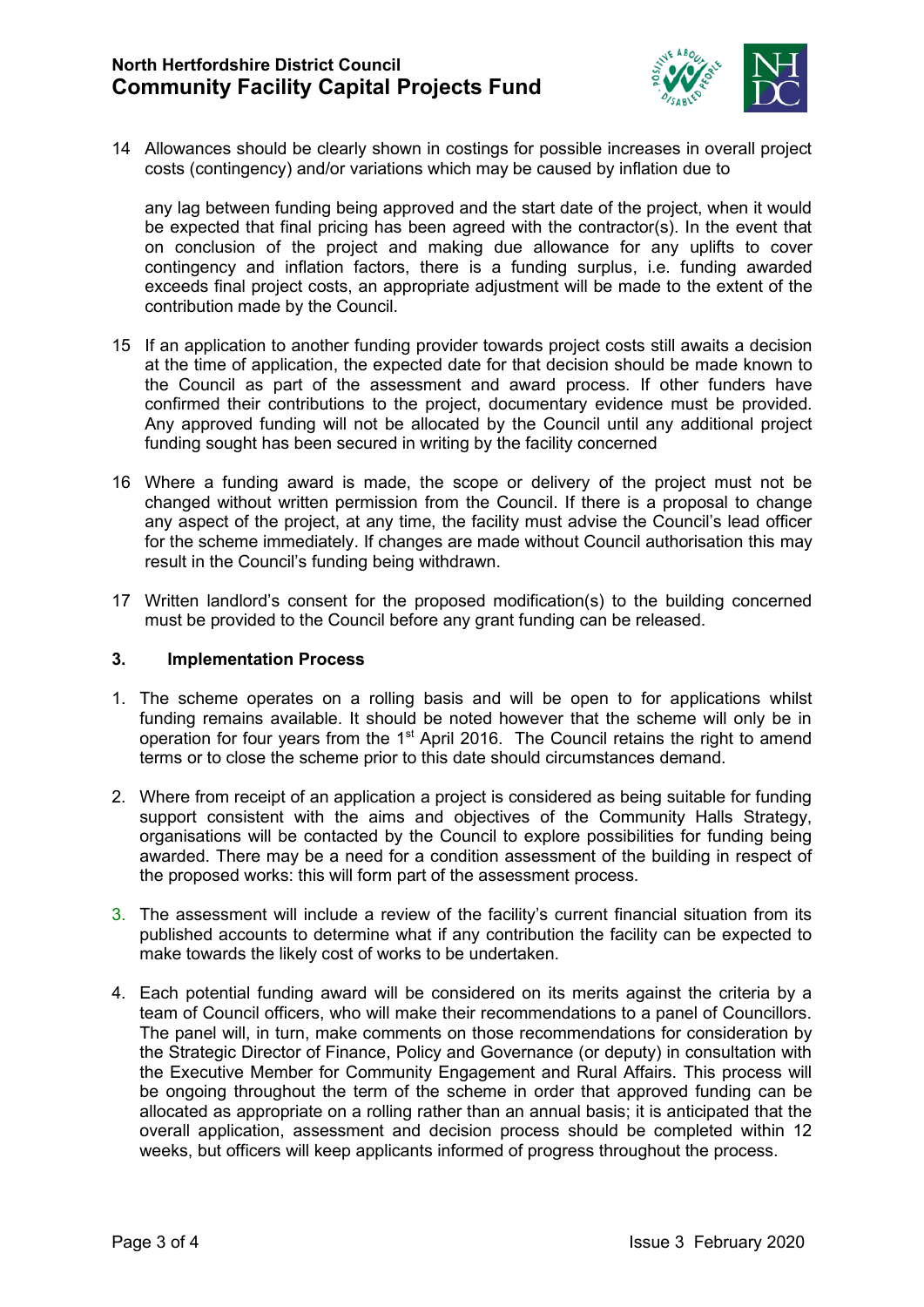14 Allowances should be clearly shown in costings for possible increases in overall project costs (contingency) and/or variations which may be caused by inflation due to

any lag between funding being approved and the start date of the project, when it would be expected that final pricing has been agreed with the contractor(s). In the event that on conclusion of the project and making due allowance for any uplifts to cover contingency and inflation factors, there is a funding surplus, i.e. funding awarded exceeds final project costs, an appropriate adjustment will be made to the extent of the contribution made by the Council.

15 If an application to another funding provider towards project costs still awaits a decision at the time of application, the expected date for that decision should be made known to the Council as part of the assessment and award process. If other funders have confirmed their contributions to the project, documentary evidence must be provided. Any approved funding will not be allocated by the Council until any additional project funding sought has been secured in writing by the facility concerned

16 Where a funding award is made, the scope or delivery of the project must not be changed without written permission from the Council. If there is a proposal to change any aspect of the project, at any time, the facility must advise the Council's lead officer for the scheme immediately. If changes are made without Council authorisation this may result in the Council's funding being withdrawn.

17 Written landlord's consent for the proposed modification(s) to the building concerned must be provided to the Council before any grant funding can be released.

## 3. Implementation Process

1. The scheme operates on a rolling basis and will be open to for applications whilst funding remains available. It should be noted however that the scheme will only be in operation for four years from the 1st April 2016. The Council retains the right to amend terms or to close the scheme prior to this date should circumstances demand.

2. Where from receipt of an application a project is considered as being suitable for funding support consistent with the aims and objectives of the Community Halls Strategy, organisations will be contacted by the Council to explore possibilities for funding being awarded. There may be a need for a condition assessment of the building in respect of the proposed works: this will form part of the assessment process.

3. The assessment will include a review of the facility's current financial situation from its published accounts to determine what if any contribution the facility can be expected to make towards the likely cost of works to be undertaken.

4. Each potential funding award will be considered on its merits against the criteria by a team of Council officers, who will make their recommendations to a panel of Councillors. The panel will, in turn, make comments on those recommendations for consideration by the Strategic Director of Finance, Policy and Governance (or deputy) in consultation with the Executive Member for Community Engagement and Rural Affairs. This process will be ongoing throughout the term of the scheme in order that approved funding can be allocated as appropriate on a rolling rather than an annual basis; it is anticipated that the overall application, assessment and decision process should be completed within 12 weeks, but officers will keep applicants informed of progress throughout the process.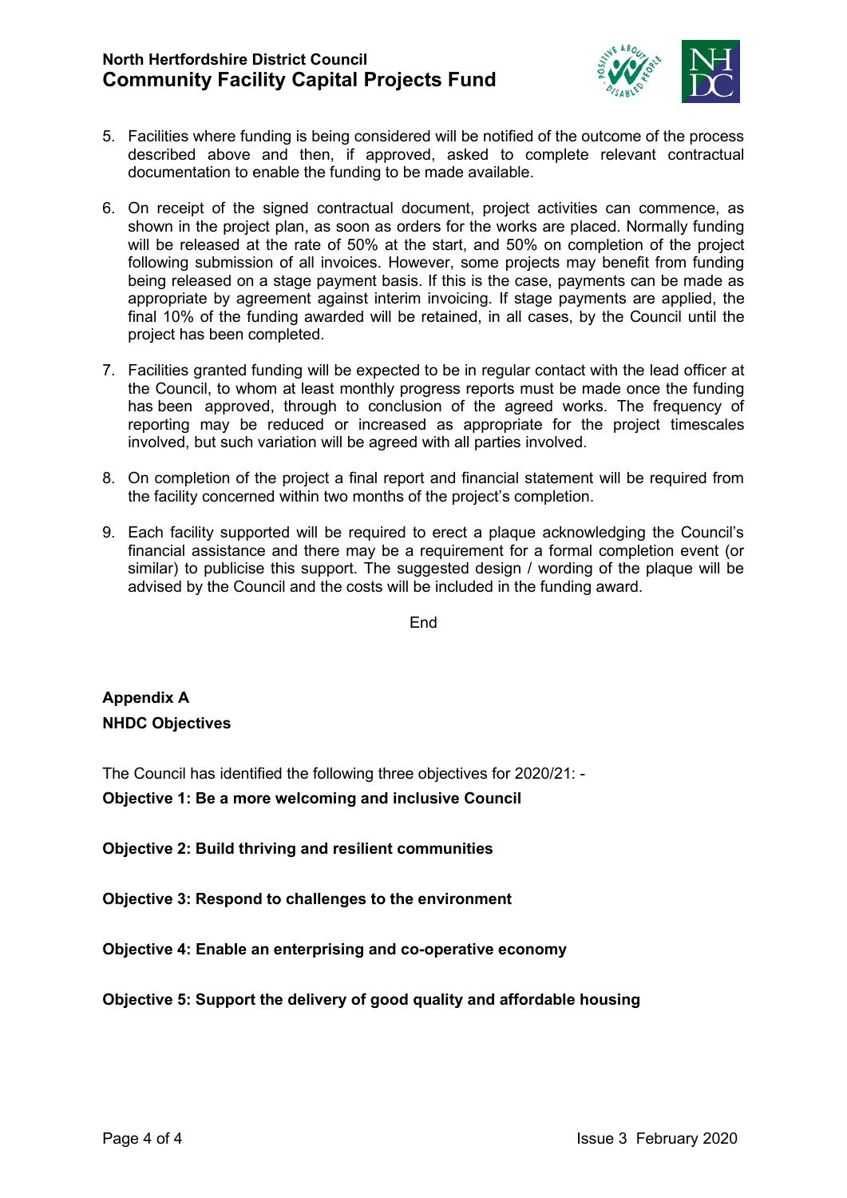5. Facilities where funding is being considered will be notified of the outcome of the process described above and then, if approved, asked to complete relevant contractual documentation to enable the funding to be made available.

6. On receipt of the signed contractual document, project activities can commence, as shown in the project plan, as soon as orders for the works are placed. Normally funding will be released at the rate of 50% at the start, and 50% on completion of the project following submission of all invoices. However, some projects may benefit from funding being released on a stage payment basis. If this is the case, payments can be made as appropriate by agreement against interim invoicing. If stage payments are applied, the final 10% of the funding awarded will be retained, in all cases, by the Council until the project has been completed.

7. Facilities granted funding will be expected to be in regular contact with the lead officer at the Council, to whom at least monthly progress reports must be made once the funding has been approved, through to conclusion of the agreed works. The frequency of reporting may be reduced or increased as appropriate for the project timescales involved, but such variation will be agreed with all parties involved.

8. On completion of the project a final report and financial statement will be required from the facility concerned within two months of the project's completion.

9. Each facility supported will be required to erect a plaque acknowledging the Council's financial assistance and there may be a requirement for a formal completion event (or similar) to publicise this support. The suggested design / wording of the plaque will be advised by the Council and the costs will be included in the funding award.

End

**Appendix A**

**NHDC Objectives**

The Council has identified the following three objectives for 2020/21: -

**Objective 1: Be a more welcoming and inclusive Council**

**Objective 2: Build thriving and resilient communities**

**Objective 3: Respond to challenges to the environment**

**Objective 4: Enable an enterprising and co-operative economy**

**Objective 5: Support the delivery of good quality and affordable housing**